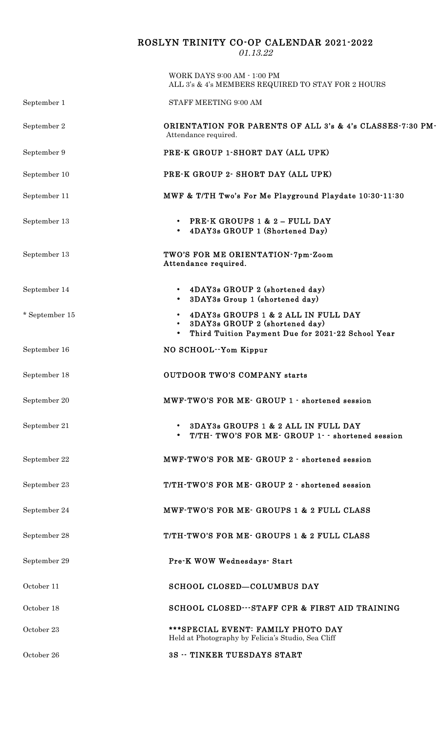# ROSLYN TRINITY CO-OP CALENDAR 2021-2022

*01.13.22*

| | |
|---|---|
| | WORK DAYS 9:00 AM - 1:00 PM<br>ALL 3's & 4's MEMBERS REQUIRED TO STAY FOR 2 HOURS |
| September 1 | STAFF MEETING 9:00 AM |
| September 2 | **ORIENTATION FOR PARENTS OF ALL 3's & 4's CLASSES-7:30 PM-** Attendance required. |
| September 9 | **PRE-K GROUP 1-SHORT DAY (ALL UPK)** |
| September 10 | **PRE-K GROUP 2- SHORT DAY (ALL UPK)** |
| September 11 | **MWF & T/TH Two's For Me Playground Playdate 10:30-11:30** |
| September 13 | • **PRE-K GROUPS 1 & 2 – FULL DAY**<br>• **4DAY3s GROUP 1 (Shortened Day)** |
| September 13 | **TWO'S FOR ME ORIENTATION-7pm-Zoom**<br>**Attendance required.** |
| September 14 | • **4DAY3s GROUP 2 (shortened day)**<br>• **3DAY3s Group 1 (shortened day)** |
| * September 15 | • **4DAY3s GROUPS 1 & 2 ALL IN FULL DAY**<br>• **3DAY3s GROUP 2 (shortened day)**<br>• **Third Tuition Payment Due for 2021-22 School Year** |
| September 16 | **NO SCHOOL--Yom Kippur** |
| September 18 | **OUTDOOR TWO'S COMPANY starts** |
| September 20 | **MWF-TWO'S FOR ME- GROUP 1 - shortened session** |
| September 21 | • **3DAY3s GROUPS 1 & 2 ALL IN FULL DAY**<br>• **T/TH- TWO'S FOR ME- GROUP 1- - shortened session** |
| September 22 | **MWF-TWO'S FOR ME- GROUP 2 - shortened session** |
| September 23 | **T/TH-TWO'S FOR ME- GROUP 2 - shortened session** |
| September 24 | **MWF-TWO'S FOR ME- GROUPS 1 & 2 FULL CLASS** |
| September 28 | **T/TH-TWO'S FOR ME- GROUPS 1 & 2 FULL CLASS** |
| September 29 | **Pre-K WOW Wednesdays- Start** |
| October 11 | **SCHOOL CLOSED—COLUMBUS DAY** |
| October 18 | **SCHOOL CLOSED---STAFF CPR & FIRST AID TRAINING** |
| October 23 | **\*\*\*SPECIAL EVENT: FAMILY PHOTO DAY**<br>Held at Photography by Felicia's Studio, Sea Cliff |
| October 26 | **3S -- TINKER TUESDAYS START** |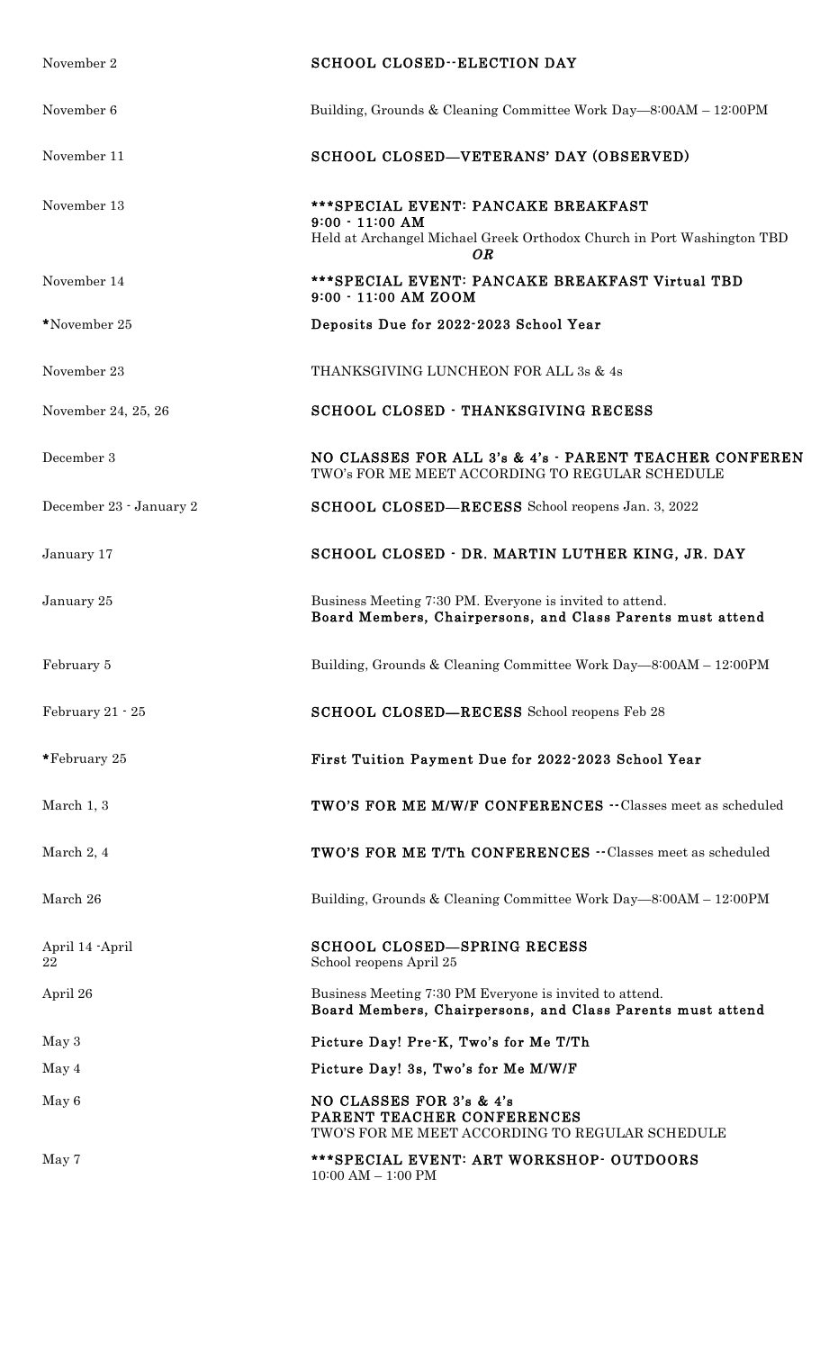| | |
|---|---|
| November 2 | **SCHOOL CLOSED--ELECTION DAY** |
| November 6 | Building, Grounds & Cleaning Committee Work Day—8:00AM – 12:00PM |
| November 11 | **SCHOOL CLOSED—VETERANS' DAY (OBSERVED)** |
| November 13 | **\*\*\*SPECIAL EVENT: PANCAKE BREAKFAST 9:00 - 11:00 AM** Held at Archangel Michael Greek Orthodox Church in Port Washington TBD ***OR*** |
| November 14 | **\*\*\*SPECIAL EVENT: PANCAKE BREAKFAST Virtual TBD 9:00 - 11:00 AM ZOOM** |
| **\***November 25 | **Deposits Due for 2022-2023 School Year** |
| November 23 | THANKSGIVING LUNCHEON FOR ALL 3s & 4s |
| November 24, 25, 26 | **SCHOOL CLOSED - THANKSGIVING RECESS** |
| December 3 | **NO CLASSES FOR ALL 3's & 4's - PARENT TEACHER CONFEREN** TWO's FOR ME MEET ACCORDING TO REGULAR SCHEDULE |
| December 23 - January 2 | **SCHOOL CLOSED—RECESS** School reopens Jan. 3, 2022 |
| January 17 | **SCHOOL CLOSED - DR. MARTIN LUTHER KING, JR. DAY** |
| January 25 | Business Meeting 7:30 PM. Everyone is invited to attend. **Board Members, Chairpersons, and Class Parents must attend** |
| February 5 | Building, Grounds & Cleaning Committee Work Day—8:00AM – 12:00PM |
| February 21 - 25 | **SCHOOL CLOSED—RECESS** School reopens Feb 28 |
| **\***February 25 | **First Tuition Payment Due for 2022-2023 School Year** |
| March 1, 3 | **TWO'S FOR ME M/W/F CONFERENCES** --Classes meet as scheduled |
| March 2, 4 | **TWO'S FOR ME T/Th CONFERENCES** --Classes meet as scheduled |
| March 26 | Building, Grounds & Cleaning Committee Work Day—8:00AM – 12:00PM |
| April 14 -April 22 | **SCHOOL CLOSED—SPRING RECESS** School reopens April 25 |
| April 26 | Business Meeting 7:30 PM Everyone is invited to attend. **Board Members, Chairpersons, and Class Parents must attend** |
| May 3 | **Picture Day! Pre-K, Two's for Me T/Th** |
| May 4 | **Picture Day! 3s, Two's for Me M/W/F** |
| May 6 | **NO CLASSES FOR 3's & 4's PARENT TEACHER CONFERENCES** TWO'S FOR ME MEET ACCORDING TO REGULAR SCHEDULE |
| May 7 | **\*\*\*SPECIAL EVENT: ART WORKSHOP- OUTDOORS** 10:00 AM – 1:00 PM |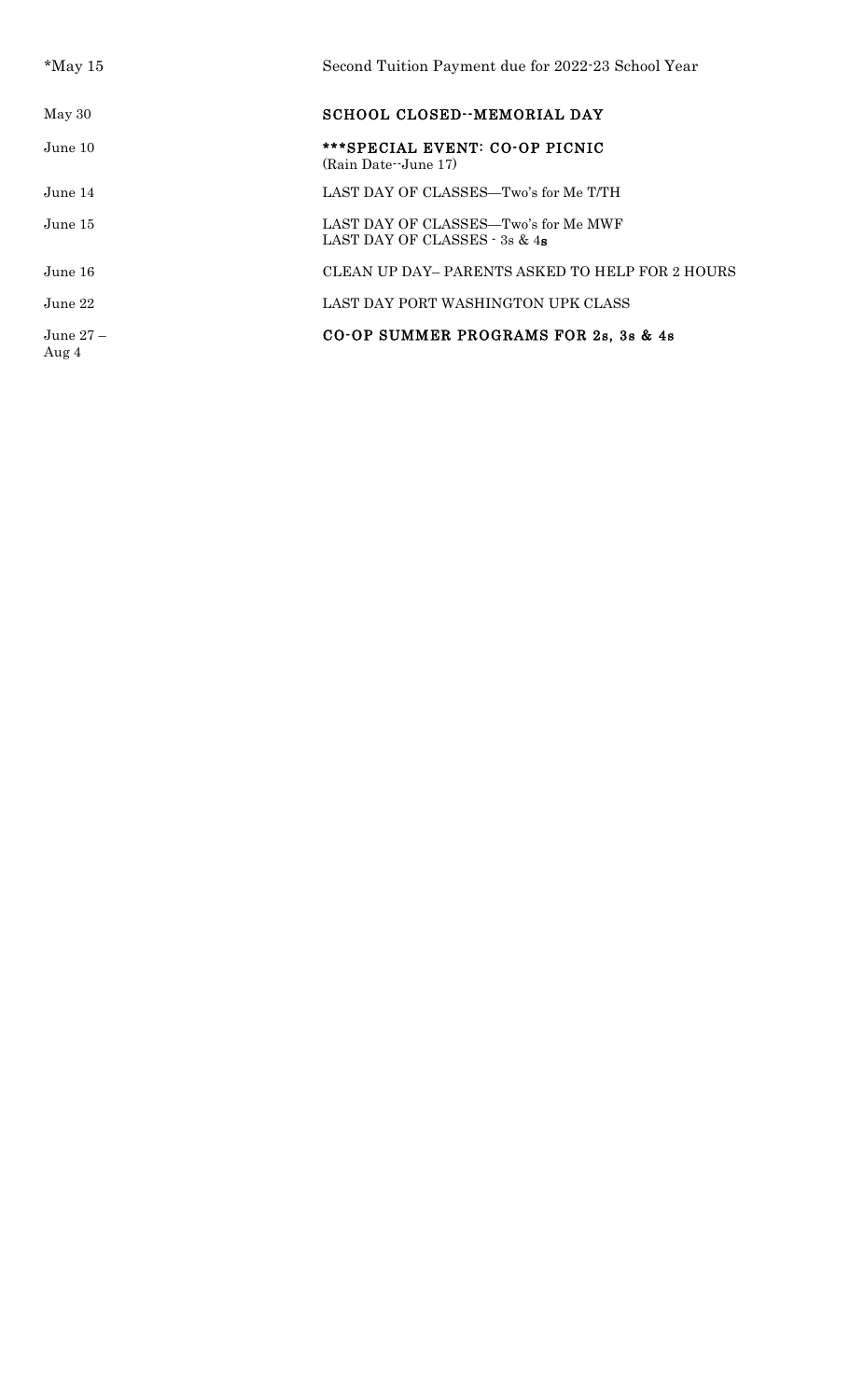| | |
|---|---|
| *May 15 | Second Tuition Payment due for 2022-23 School Year |
| May 30 | **SCHOOL CLOSED--MEMORIAL DAY** |
| June 10 | **\*\*\*SPECIAL EVENT: CO-OP PICNIC**<br>(Rain Date--June 17) |
| June 14 | LAST DAY OF CLASSES—Two's for Me T/TH |
| June 15 | LAST DAY OF CLASSES—Two's for Me MWF<br>LAST DAY OF CLASSES - 3s & 4**s** |
| June 16 | CLEAN UP DAY– PARENTS ASKED TO HELP FOR 2 HOURS |
| June 22 | LAST DAY PORT WASHINGTON UPK CLASS |
| June 27 – Aug 4 | **CO-OP SUMMER PROGRAMS FOR 2s, 3s & 4s** |